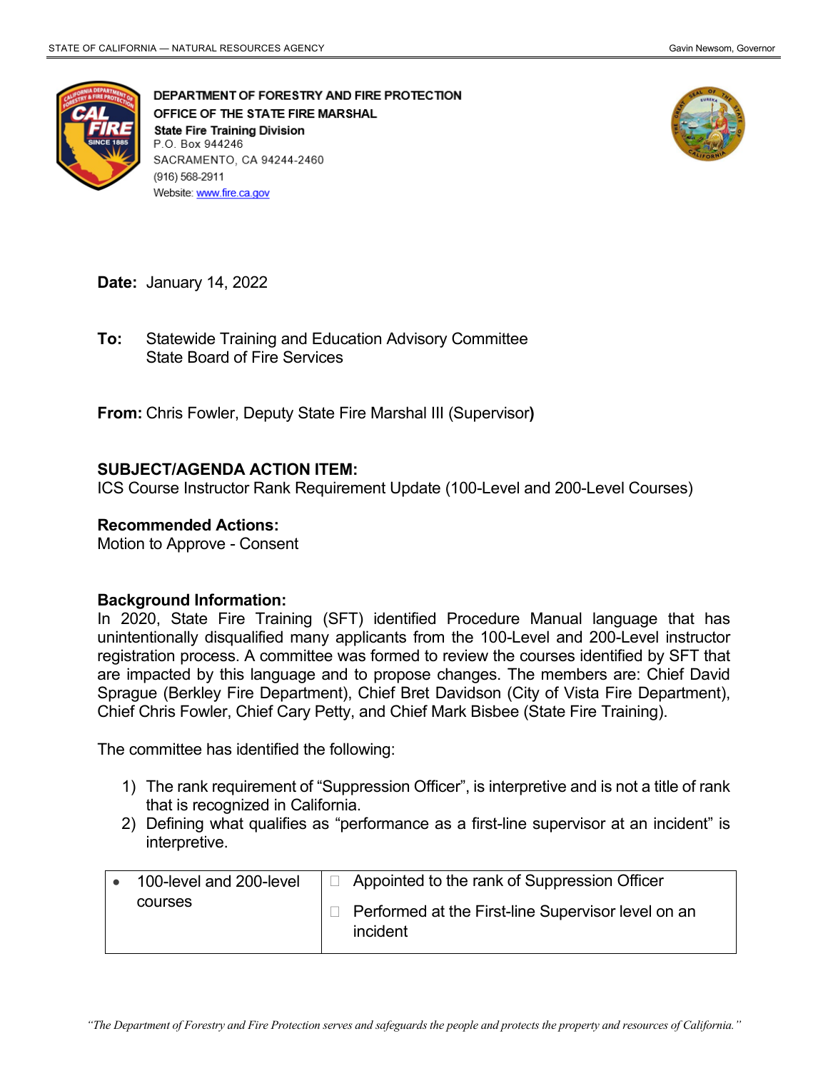**DEPARTMENT OF FORESTRY AND FIRE PROTECTION**
**OFFICE OF THE STATE FIRE MARSHAL**
**State Fire Training Division**
P.O. Box 944246
SACRAMENTO, CA 94244-2460
(916) 568-2911
Website: www.fire.ca.gov

**Date:** January 14, 2022

**To:** Statewide Training and Education Advisory Committee
State Board of Fire Services

**From:** Chris Fowler, Deputy State Fire Marshal III (Supervisor**)**

**SUBJECT/AGENDA ACTION ITEM:**
ICS Course Instructor Rank Requirement Update (100-Level and 200-Level Courses)

**Recommended Actions:**
Motion to Approve - Consent

**Background Information:**
In 2020, State Fire Training (SFT) identified Procedure Manual language that has unintentionally disqualified many applicants from the 100-Level and 200-Level instructor registration process. A committee was formed to review the courses identified by SFT that are impacted by this language and to propose changes. The members are: Chief David Sprague (Berkley Fire Department), Chief Bret Davidson (City of Vista Fire Department), Chief Chris Fowler, Chief Cary Petty, and Chief Mark Bisbee (State Fire Training).

The committee has identified the following:

1) The rank requirement of "Suppression Officer", is interpretive and is not a title of rank that is recognized in California.
2) Defining what qualifies as "performance as a first-line supervisor at an incident" is interpretive.

| | |
|---|---|
| • 100-level and 200-level courses | ☐ Appointed to the rank of Suppression Officer<br>☐ Performed at the First-line Supervisor level on an incident |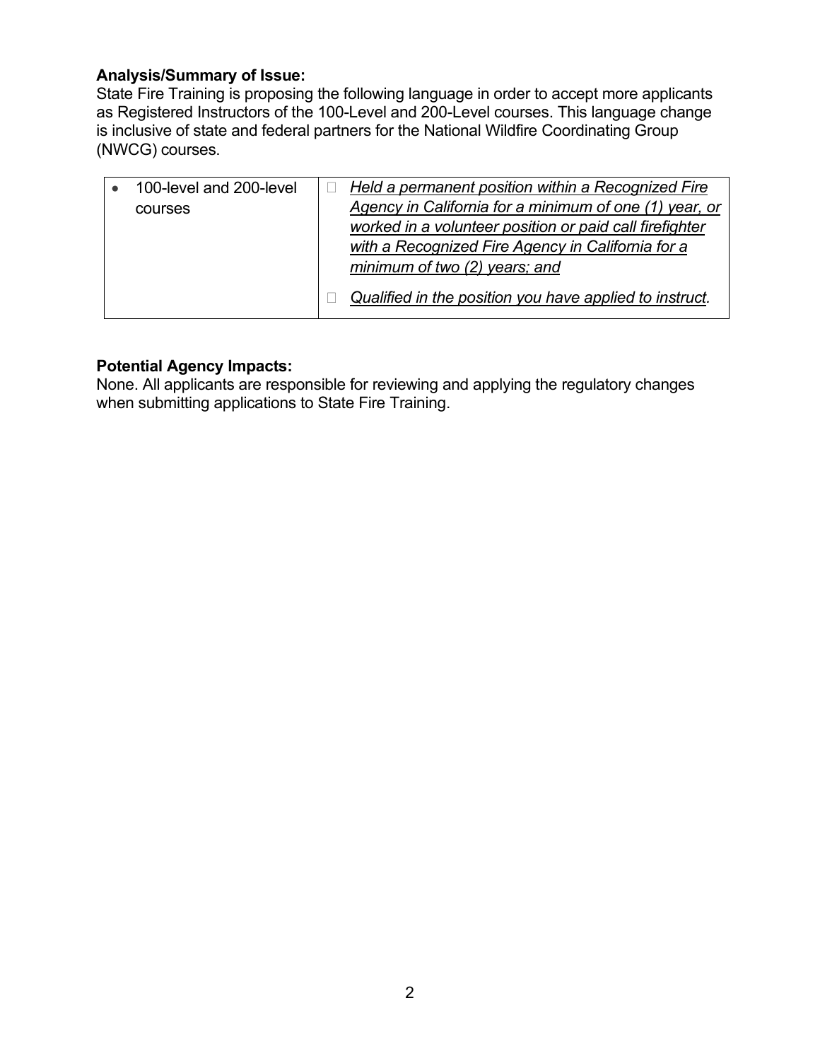**Analysis/Summary of Issue:**
State Fire Training is proposing the following language in order to accept more applicants as Registered Instructors of the 100-Level and 200-Level courses. This language change is inclusive of state and federal partners for the National Wildfire Coordinating Group (NWCG) courses.

| | |
|---|---|
| • 100-level and 200-level courses | □ *<u>Held a permanent position within a Recognized Fire Agency in California for a minimum of one (1) year, or worked in a volunteer position or paid call firefighter with a Recognized Fire Agency in California for a minimum of two (2) years; and</u>*<br>□ *<u>Qualified in the position you have applied to instruct</u>.* |

**Potential Agency Impacts:**
None. All applicants are responsible for reviewing and applying the regulatory changes when submitting applications to State Fire Training.